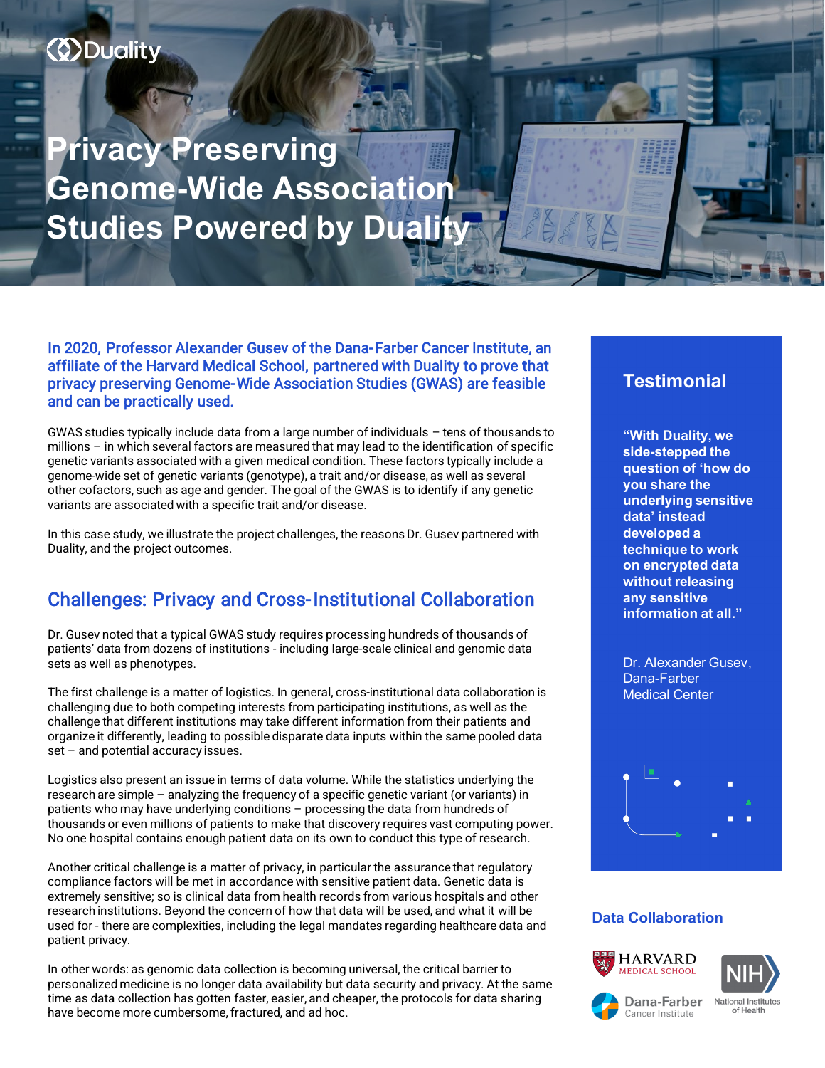Duality

# Privacy Preserving Genome-Wide Association Studies Powered by Duality

**In 2020, Professor Alexander Gusev of the Dana-Farber Cancer Institute, an affiliate of the Harvard Medical School, partnered with Duality to prove that privacy preserving Genome-Wide Association Studies (GWAS) are feasible and can be practically used.**

GWAS studies typically include data from a large number of individuals – tens of thousands to millions – in which several factors are measured that may lead to the identification of specific genetic variants associated with a given medical condition. These factors typically include a genome-wide set of genetic variants (genotype), a trait and/or disease, as well as several other cofactors, such as age and gender. The goal of the GWAS is to identify if any genetic variants are associated with a specific trait and/or disease.

In this case study, we illustrate the project challenges, the reasons Dr. Gusev partnered with Duality, and the project outcomes.

## Challenges: Privacy and Cross-Institutional Collaboration

Dr. Gusev noted that a typical GWAS study requires processing hundreds of thousands of patients' data from dozens of institutions - including large-scale clinical and genomic data sets as well as phenotypes.

The first challenge is a matter of logistics. In general, cross-institutional data collaboration is challenging due to both competing interests from participating institutions, as well as the challenge that different institutions may take different information from their patients and organize it differently, leading to possible disparate data inputs within the same pooled data set – and potential accuracy issues.

Logistics also present an issue in terms of data volume. While the statistics underlying the research are simple – analyzing the frequency of a specific genetic variant (or variants) in patients who may have underlying conditions – processing the data from hundreds of thousands or even millions of patients to make that discovery requires vast computing power. No one hospital contains enough patient data on its own to conduct this type of research.

Another critical challenge is a matter of privacy, in particular the assurance that regulatory compliance factors will be met in accordance with sensitive patient data. Genetic data is extremely sensitive; so is clinical data from health records from various hospitals and other research institutions. Beyond the concern of how that data will be used, and what it will be used for - there are complexities, including the legal mandates regarding healthcare data and patient privacy.

In other words: as genomic data collection is becoming universal, the critical barrier to personalized medicine is no longer data availability but data security and privacy. At the same time as data collection has gotten faster, easier, and cheaper, the protocols for data sharing have become more cumbersome, fractured, and ad hoc.

## Testimonial

**"With Duality, we side-stepped the question of 'how do you share the underlying sensitive data' instead developed a technique to work on encrypted data without releasing any sensitive information at all."**

Dr. Alexander Gusev, Dana-Farber Medical Center

### Data Collaboration

Harvard Medical School · NIH National Institutes of Health · Dana-Farber Cancer Institute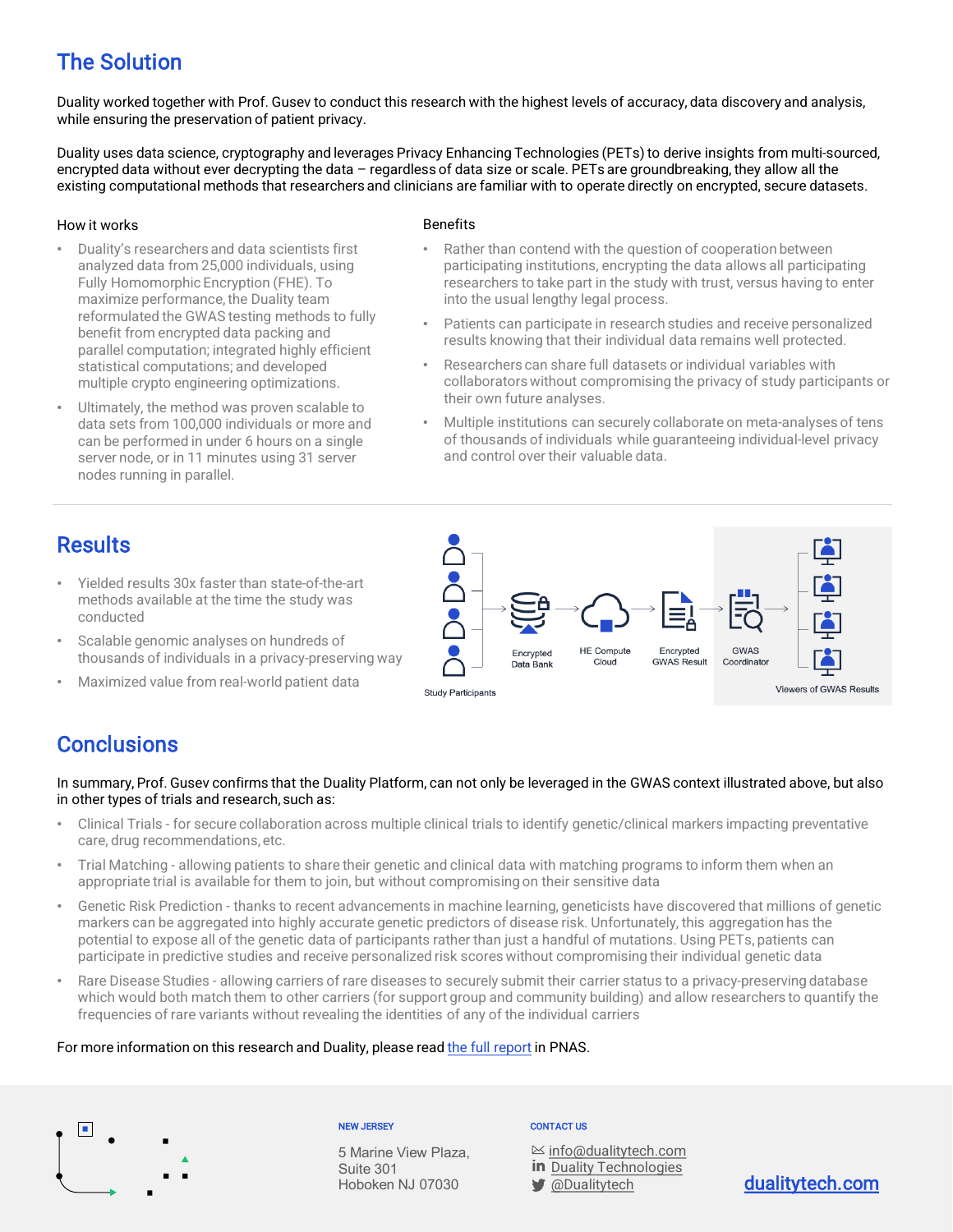## The Solution

Duality worked together with Prof. Gusev to conduct this research with the highest levels of accuracy, data discovery and analysis, while ensuring the preservation of patient privacy.

Duality uses data science, cryptography and leverages Privacy Enhancing Technologies (PETs) to derive insights from multi-sourced, encrypted data without ever decrypting the data – regardless of data size or scale. PETs are groundbreaking, they allow all the existing computational methods that researchers and clinicians are familiar with to operate directly on encrypted, secure datasets.

### How it works

- Duality's researchers and data scientists first analyzed data from 25,000 individuals, using Fully Homomorphic Encryption (FHE). To maximize performance, the Duality team reformulated the GWAS testing methods to fully benefit from encrypted data packing and parallel computation; integrated highly efficient statistical computations; and developed multiple crypto engineering optimizations.
- Ultimately, the method was proven scalable to data sets from 100,000 individuals or more and can be performed in under 6 hours on a single server node, or in 11 minutes using 31 server nodes running in parallel.

### Benefits

- Rather than contend with the question of cooperation between participating institutions, encrypting the data allows all participating researchers to take part in the study with trust, versus having to enter into the usual lengthy legal process.
- Patients can participate in research studies and receive personalized results knowing that their individual data remains well protected.
- Researchers can share full datasets or individual variables with collaborators without compromising the privacy of study participants or their own future analyses.
- Multiple institutions can securely collaborate on meta-analyses of tens of thousands of individuals while guaranteeing individual-level privacy and control over their valuable data.

## Results

- Yielded results 30x faster than state-of-the-art methods available at the time the study was conducted
- Scalable genomic analyses on hundreds of thousands of individuals in a privacy-preserving way
- Maximized value from real-world patient data

Study Participants
Encrypted Data Bank
HE Compute Cloud
Encrypted GWAS Result
GWAS Coordinator
Viewers of GWAS Results

## Conclusions

In summary, Prof. Gusev confirms that the Duality Platform, can not only be leveraged in the GWAS context illustrated above, but also in other types of trials and research, such as:

- Clinical Trials - for secure collaboration across multiple clinical trials to identify genetic/clinical markers impacting preventative care, drug recommendations, etc.
- Trial Matching - allowing patients to share their genetic and clinical data with matching programs to inform them when an appropriate trial is available for them to join, but without compromising on their sensitive data
- Genetic Risk Prediction - thanks to recent advancements in machine learning, geneticists have discovered that millions of genetic markers can be aggregated into highly accurate genetic predictors of disease risk. Unfortunately, this aggregation has the potential to expose all of the genetic data of participants rather than just a handful of mutations. Using PETs, patients can participate in predictive studies and receive personalized risk scores without compromising their individual genetic data
- Rare Disease Studies - allowing carriers of rare diseases to securely submit their carrier status to a privacy-preserving database which would both match them to other carriers (for support group and community building) and allow researchers to quantify the frequencies of rare variants without revealing the identities of any of the individual carriers

For more information on this research and Duality, please read the full report in PNAS.

NEW JERSEY

5 Marine View Plaza,
Suite 301
Hoboken NJ 07030

CONTACT US

info@dualitytech.com
Duality Technologies
@Dualitytech

dualitytech.com